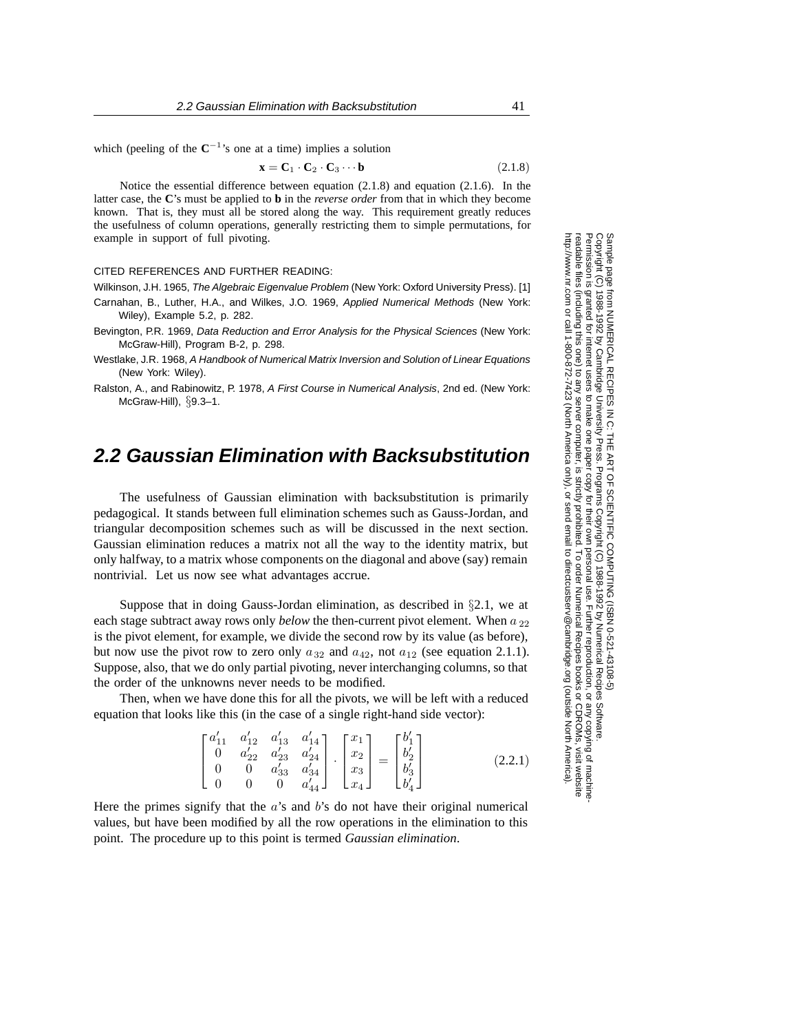which (peeling of the $\mathbf{C}^{-1}$'s one at a time) implies a solution

$$\mathbf{x} = \mathbf{C}_1 \cdot \mathbf{C}_2 \cdot \mathbf{C}_3 \cdots \mathbf{b} \tag{2.1.8}$$

Notice the essential difference between equation (2.1.8) and equation (2.1.6). In the latter case, the $\mathbf{C}$'s must be applied to $\mathbf{b}$ in the *reverse order* from that in which they become known. That is, they must all be stored along the way. This requirement greatly reduces the usefulness of column operations, generally restricting them to simple permutations, for example in support of full pivoting.

CITED REFERENCES AND FURTHER READING:

Wilkinson, J.H. 1965, *The Algebraic Eigenvalue Problem* (New York: Oxford University Press). [1]

Carnahan, B., Luther, H.A., and Wilkes, J.O. 1969, *Applied Numerical Methods* (New York: Wiley), Example 5.2, p. 282.

Bevington, P.R. 1969, *Data Reduction and Error Analysis for the Physical Sciences* (New York: McGraw-Hill), Program B-2, p. 298.

Westlake, J.R. 1968, *A Handbook of Numerical Matrix Inversion and Solution of Linear Equations* (New York: Wiley).

Ralston, A., and Rabinowitz, P. 1978, *A First Course in Numerical Analysis*, 2nd ed. (New York: McGraw-Hill), §9.3–1.

## 2.2 Gaussian Elimination with Backsubstitution

The usefulness of Gaussian elimination with backsubstitution is primarily pedagogical. It stands between full elimination schemes such as Gauss-Jordan, and triangular decomposition schemes such as will be discussed in the next section. Gaussian elimination reduces a matrix not all the way to the identity matrix, but only halfway, to a matrix whose components on the diagonal and above (say) remain nontrivial. Let us now see what advantages accrue.

Suppose that in doing Gauss-Jordan elimination, as described in §2.1, we at each stage subtract away rows only *below* the then-current pivot element. When $a_{22}$ is the pivot element, for example, we divide the second row by its value (as before), but now use the pivot row to zero only $a_{32}$ and $a_{42}$, not $a_{12}$ (see equation 2.1.1). Suppose, also, that we do only partial pivoting, never interchanging columns, so that the order of the unknowns never needs to be modified.

Then, when we have done this for all the pivots, we will be left with a reduced equation that looks like this (in the case of a single right-hand side vector):

$$\begin{bmatrix} a'_{11} & a'_{12} & a'_{13} & a'_{14} \\ 0 & a'_{22} & a'_{23} & a'_{24} \\ 0 & 0 & a'_{33} & a'_{34} \\ 0 & 0 & 0 & a'_{44} \end{bmatrix} \cdot \begin{bmatrix} x_1 \\ x_2 \\ x_3 \\ x_4 \end{bmatrix} = \begin{bmatrix} b'_1 \\ b'_2 \\ b'_3 \\ b'_4 \end{bmatrix} \tag{2.2.1}$$

Here the primes signify that the $a$'s and $b$'s do not have their original numerical values, but have been modified by all the row operations in the elimination to this point. The procedure up to this point is termed *Gaussian elimination*.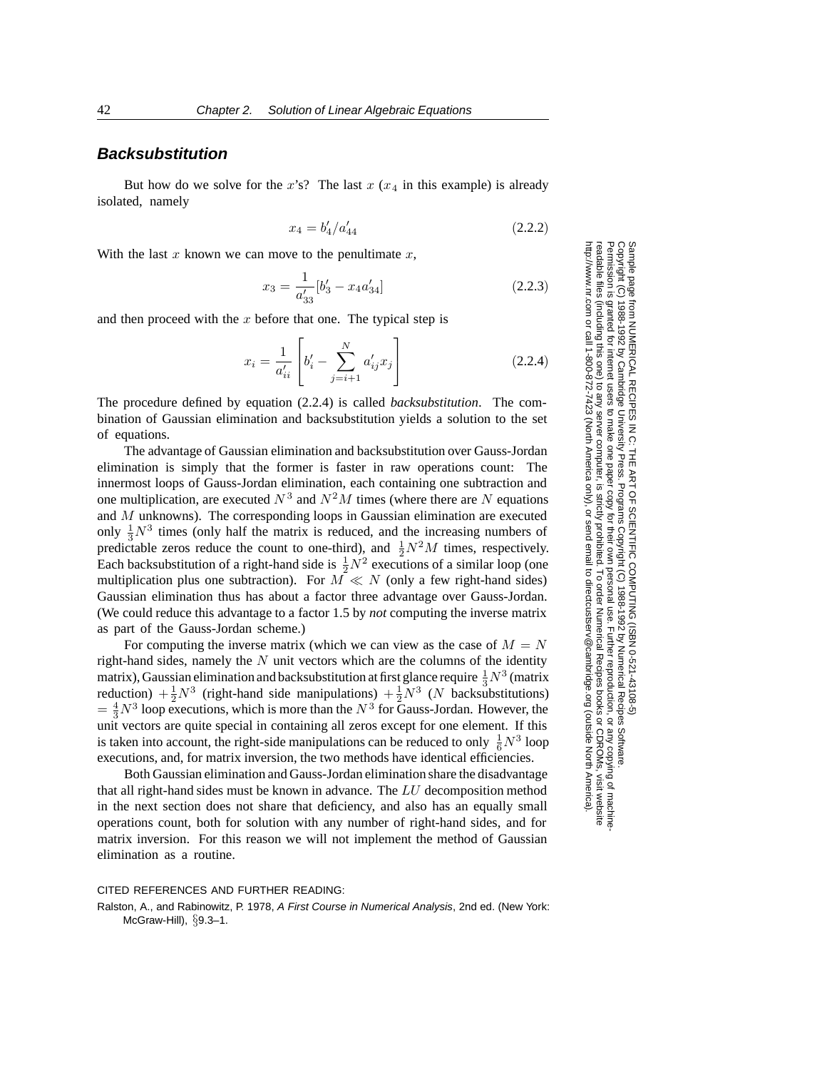## Backsubstitution

But how do we solve for the $x$'s? The last $x$ ($x_4$ in this example) is already isolated, namely

$$x_4 = b'_4/a'_{44} \tag{2.2.2}$$

With the last $x$ known we can move to the penultimate $x$,

$$x_3 = \frac{1}{a'_{33}}[b'_3 - x_4 a'_{34}] \tag{2.2.3}$$

and then proceed with the $x$ before that one. The typical step is

$$x_i = \frac{1}{a'_{ii}} \left[ b'_i - \sum_{j=i+1}^{N} a'_{ij} x_j \right] \tag{2.2.4}$$

The procedure defined by equation (2.2.4) is called *backsubstitution*. The combination of Gaussian elimination and backsubstitution yields a solution to the set of equations.

The advantage of Gaussian elimination and backsubstitution over Gauss-Jordan elimination is simply that the former is faster in raw operations count: The innermost loops of Gauss-Jordan elimination, each containing one subtraction and one multiplication, are executed $N^3$ and $N^2M$ times (where there are $N$ equations and $M$ unknowns). The corresponding loops in Gaussian elimination are executed only $\frac{1}{3}N^3$ times (only half the matrix is reduced, and the increasing numbers of predictable zeros reduce the count to one-third), and $\frac{1}{2}N^2M$ times, respectively. Each backsubstitution of a right-hand side is $\frac{1}{2}N^2$ executions of a similar loop (one multiplication plus one subtraction). For $M \ll N$ (only a few right-hand sides) Gaussian elimination thus has about a factor three advantage over Gauss-Jordan. (We could reduce this advantage to a factor 1.5 by *not* computing the inverse matrix as part of the Gauss-Jordan scheme.)

For computing the inverse matrix (which we can view as the case of $M = N$ right-hand sides, namely the $N$ unit vectors which are the columns of the identity matrix), Gaussian elimination and backsubstitution at first glance require $\frac{1}{3}N^3$ (matrix reduction) $+\frac{1}{2}N^3$ (right-hand side manipulations) $+\frac{1}{2}N^3$ ($N$ backsubstitutions) $= \frac{4}{3}N^3$ loop executions, which is more than the $N^3$ for Gauss-Jordan. However, the unit vectors are quite special in containing all zeros except for one element. If this is taken into account, the right-side manipulations can be reduced to only $\frac{1}{6}N^3$ loop executions, and, for matrix inversion, the two methods have identical efficiencies.

Both Gaussian elimination and Gauss-Jordan elimination share the disadvantage that all right-hand sides must be known in advance. The $LU$ decomposition method in the next section does not share that deficiency, and also has an equally small operations count, both for solution with any number of right-hand sides, and for matrix inversion. For this reason we will not implement the method of Gaussian elimination as a routine.

CITED REFERENCES AND FURTHER READING:

Ralston, A., and Rabinowitz, P. 1978, *A First Course in Numerical Analysis*, 2nd ed. (New York: McGraw-Hill), §9.3–1.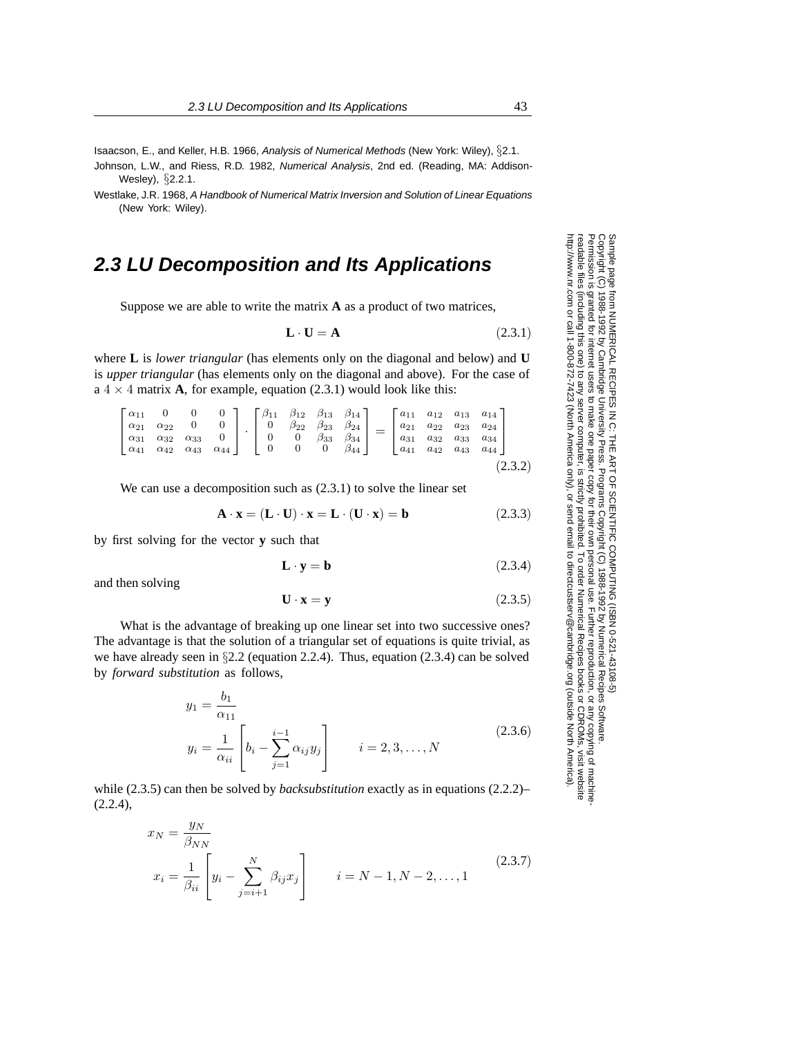Isaacson, E., and Keller, H.B. 1966, *Analysis of Numerical Methods* (New York: Wiley), §2.1.

Johnson, L.W., and Riess, R.D. 1982, *Numerical Analysis*, 2nd ed. (Reading, MA: Addison-Wesley), §2.2.1.

Westlake, J.R. 1968, *A Handbook of Numerical Matrix Inversion and Solution of Linear Equations* (New York: Wiley).

## 2.3 LU Decomposition and Its Applications

Suppose we are able to write the matrix **A** as a product of two matrices,

$$\mathbf{L} \cdot \mathbf{U} = \mathbf{A} \tag{2.3.1}$$

where **L** is *lower triangular* (has elements only on the diagonal and below) and **U** is *upper triangular* (has elements only on the diagonal and above). For the case of a $4 \times 4$ matrix **A**, for example, equation (2.3.1) would look like this:

$$\begin{bmatrix} \alpha_{11} & 0 & 0 & 0 \\ \alpha_{21} & \alpha_{22} & 0 & 0 \\ \alpha_{31} & \alpha_{32} & \alpha_{33} & 0 \\ \alpha_{41} & \alpha_{42} & \alpha_{43} & \alpha_{44} \end{bmatrix} \cdot \begin{bmatrix} \beta_{11} & \beta_{12} & \beta_{13} & \beta_{14} \\ 0 & \beta_{22} & \beta_{23} & \beta_{24} \\ 0 & 0 & \beta_{33} & \beta_{34} \\ 0 & 0 & 0 & \beta_{44} \end{bmatrix} = \begin{bmatrix} a_{11} & a_{12} & a_{13} & a_{14} \\ a_{21} & a_{22} & a_{23} & a_{24} \\ a_{31} & a_{32} & a_{33} & a_{34} \\ a_{41} & a_{42} & a_{43} & a_{44} \end{bmatrix} \tag{2.3.2}$$

We can use a decomposition such as (2.3.1) to solve the linear set

$$\mathbf{A} \cdot \mathbf{x} = (\mathbf{L} \cdot \mathbf{U}) \cdot \mathbf{x} = \mathbf{L} \cdot (\mathbf{U} \cdot \mathbf{x}) = \mathbf{b} \tag{2.3.3}$$

by first solving for the vector **y** such that

$$\mathbf{L} \cdot \mathbf{y} = \mathbf{b} \tag{2.3.4}$$

and then solving

$$\mathbf{U} \cdot \mathbf{x} = \mathbf{y} \tag{2.3.5}$$

What is the advantage of breaking up one linear set into two successive ones? The advantage is that the solution of a triangular set of equations is quite trivial, as we have already seen in §2.2 (equation 2.2.4). Thus, equation (2.3.4) can be solved by *forward substitution* as follows,

$$\begin{aligned} y_1 &= \frac{b_1}{\alpha_{11}} \\ y_i &= \frac{1}{\alpha_{ii}} \left[ b_i - \sum_{j=1}^{i-1} \alpha_{ij} y_j \right] \qquad i = 2, 3, \ldots, N \end{aligned} \tag{2.3.6}$$

while (2.3.5) can then be solved by *backsubstitution* exactly as in equations (2.2.2)–(2.2.4),

$$\begin{aligned} x_N &= \frac{y_N}{\beta_{NN}} \\ x_i &= \frac{1}{\beta_{ii}} \left[ y_i - \sum_{j=i+1}^{N} \beta_{ij} x_j \right] \qquad i = N-1, N-2, \ldots, 1 \end{aligned} \tag{2.3.7}$$